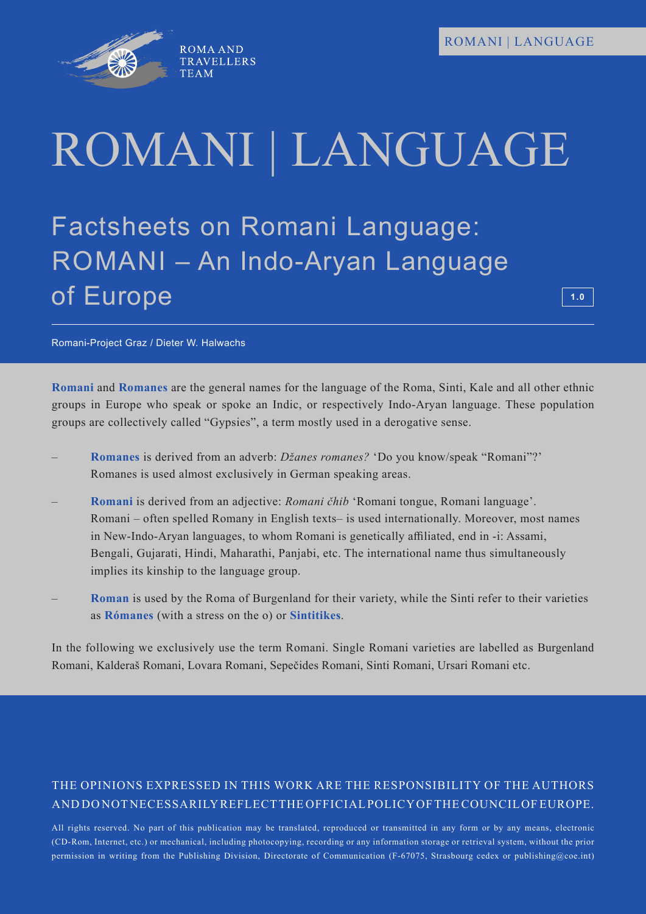ROMA AND TRAVELLERS TEAM

ROMANI | LANGUAGE

# ROMANI | LANGUAGE

## Factsheets on Romani Language: ROMANI – An Indo-Aryan Language of Europe

1.0

Romani-Project Graz / Dieter W. Halwachs

**Romani** and **Romanes** are the general names for the language of the Roma, Sinti, Kale and all other ethnic groups in Europe who speak or spoke an Indic, or respectively Indo-Aryan language. These population groups are collectively called "Gypsies", a term mostly used in a derogative sense.

– **Romanes** is derived from an adverb: *Džanes romanes?* 'Do you know/speak "Romani"?' Romanes is used almost exclusively in German speaking areas.

– **Romani** is derived from an adjective: *Romani čhib* 'Romani tongue, Romani language'. Romani – often spelled Romany in English texts– is used internationally. Moreover, most names in New-Indo-Aryan languages, to whom Romani is genetically affiliated, end in -i: Assami, Bengali, Gujarati, Hindi, Maharathi, Panjabi, etc. The international name thus simultaneously implies its kinship to the language group.

– **Roman** is used by the Roma of Burgenland for their variety, while the Sinti refer to their varieties as **Rómanes** (with a stress on the o) or **Sintitikes**.

In the following we exclusively use the term Romani. Single Romani varieties are labelled as Burgenland Romani, Kalderaš Romani, Lovara Romani, Sepečides Romani, Sinti Romani, Ursari Romani etc.

THE OPINIONS EXPRESSED IN THIS WORK ARE THE RESPONSIBILITY OF THE AUTHORS AND DO NOT NECESSARILY REFLECT THE OFFICIAL POLICY OF THE COUNCIL OF EUROPE.

All rights reserved. No part of this publication may be translated, reproduced or transmitted in any form or by any means, electronic (CD-Rom, Internet, etc.) or mechanical, including photocopying, recording or any information storage or retrieval system, without the prior permission in writing from the Publishing Division, Directorate of Communication (F-67075, Strasbourg cedex or publishing@coe.int)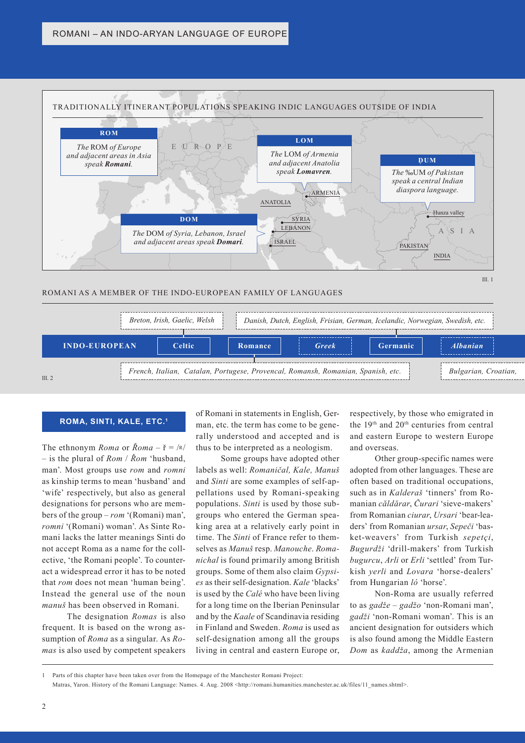TRADITIONALLY ITINERANT POPULATIONS SPEAKING INDIC LANGUAGES OUTSIDE OF INDIA

**ROM**
*The* ROM *of Europe and adjacent areas in Asia speak* ***Romani****.*

**LOM**
*The* LOM *of Armenia and adjacent Anatolia speak* ***Lomavren****.*

**ḌUM**
*The* ‰UM *of Pakistan speak a central Indian diaspora language.*

**DOM**
*The* DOM *of Syria, Lebanon, Israel and adjacent areas speak* ***Domari****.*

EUROPE, ARMENIA, ANATOLIA, SYRIA, LEBANON, ISRAEL, Hunza valley, ASIA, PAKISTAN, INDIA

Ill. 1

ROMANI AS A MEMBER OF THE INDO-EUROPEAN FAMILY OF LANGUAGES

| | Celtic | Romance | *Greek* | Germanic | *Albanian* |
|---|---|---|---|---|---|
| **INDO-EUROPEAN** | *Breton, Irish, Gaelic, Welsh* | *French, Italian, Catalan, Portugese, Provencal, Romansh, Romanian, Spanish, etc.* | | *Danish, Dutch, English, Frisian, German, Icelandic, Norwegian, Swedish, etc.* | *Bulgarian, Croatian,* |

Ill. 2

## ROMA, SINTI, KALE, ETC.[1]

The ethnonym *Roma* or *Řoma* – ř = /ʀ/ – is the plural of *Rom* / *Řom* 'husband, man'. Most groups use *rom* and *romni* as kinship terms to mean 'husband' and 'wife' respectively, but also as general designations for persons who are members of the group – *rom* '(Romani) man', *romni* '(Romani) woman'. As Sinte Romani lacks the latter meanings Sinti do not accept Roma as a name for the collective, 'the Romani people'. To counteract a widespread error it has to be noted that *rom* does not mean 'human being'. Instead the general use of the noun *manuš* has been observed in Romani.

The designation *Romas* is also frequent. It is based on the wrong assumption of *Roma* as a singular. As *Romas* is also used by competent speakers of Romani in statements in English, German, etc. the term has come to be generally understood and accepted and is thus to be interpreted as a neologism.

Some groups have adopted other labels as well: *Romaničal, Kale, Manuš* and *Sinti* are some examples of self-appellations used by Romani-speaking populations. *Sinti* is used by those subgroups who entered the German speaking area at a relatively early point in time. The *Sinti* of France refer to themselves as *Manuš* resp. *Manouche*. *Romanichal* is found primarily among British groups. Some of them also claim *Gypsies* as their self-designation. *Kale* 'blacks' is used by the *Calé* who have been living for a long time on the Iberian Peninsular and by the *Kaale* of Scandinavia residing in Finland and Sweden. *Roma* is used as self-designation among all the groups living in central and eastern Europe or, respectively, by those who emigrated in the 19th and 20th centuries from central and eastern Europe to western Europe and overseas.

Other group-specific names were adopted from other languages. These are often based on traditional occupations, such as in *Kalderaš* 'tinners' from Romanian *căldărar*, *Čurari* 'sieve-makers' from Romanian *ciurar*, *Ursari* 'bear-leaders' from Romanian *ursar*, *Sepeči* 'basket-weavers' from Turkish *sepetçi*, *Bugurdži* 'drill-makers' from Turkish *bugurcu*, *Arli* or *Erli* 'settled' from Turkish *yerli* and *Lovara* 'horse-dealers' from Hungarian *ló* 'horse'.

Non-Roma are usually referred to as *gadže* – *gadžo* 'non-Romani man', *gadži* 'non-Romani woman'. This is an ancient designation for outsiders which is also found among the Middle Eastern *Dom* as *kaddža*, among the Armenian

1 Parts of this chapter have been taken over from the Homepage of the Manchester Romani Project: Matras, Yaron. History of the Romani Language: Names. 4. Aug. 2008 <http://romani.humanities.manchester.ac.uk/files/11_names.shtml>.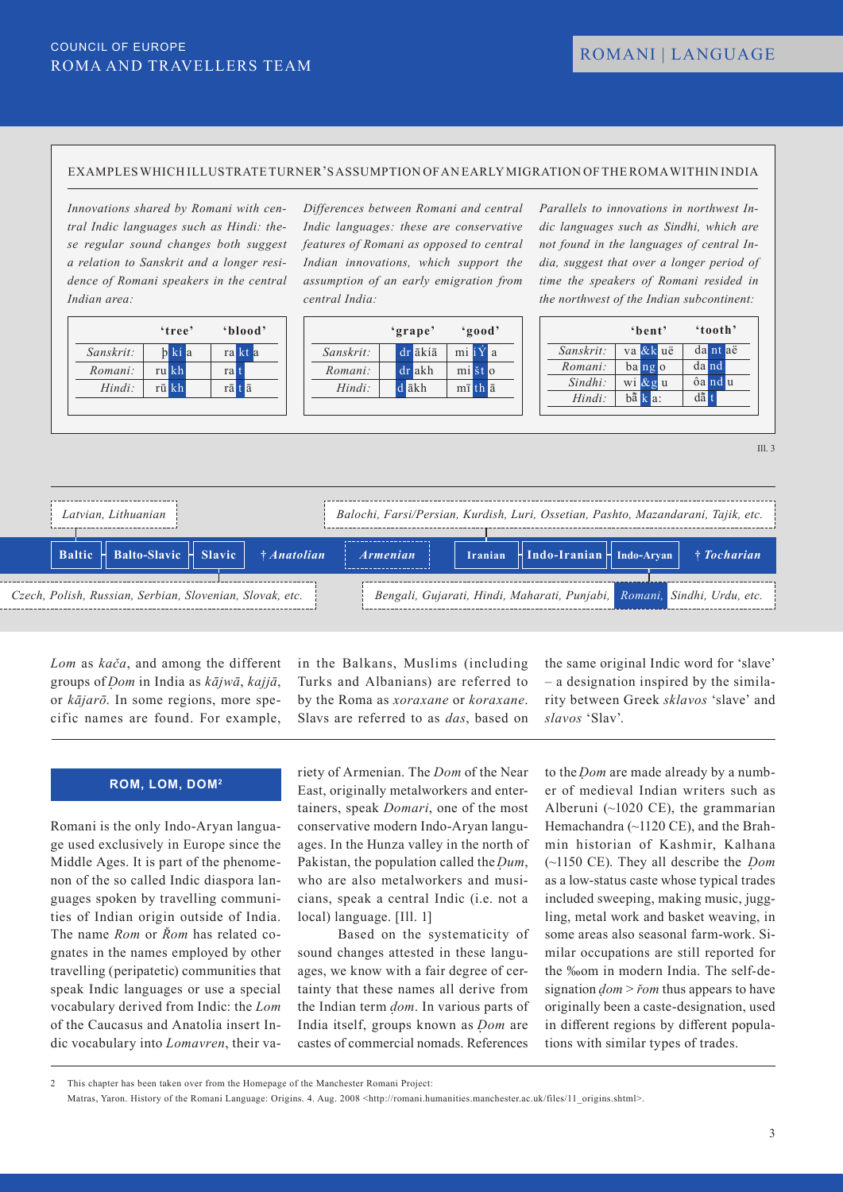## EXAMPLES WHICH ILLUSTRATE TURNER'S ASSUMPTION OF AN EARLY MIGRATION OF THE ROMA WITHIN INDIA

*Innovations shared by Romani with central Indic languages such as Hindi: these regular sound changes both suggest a relation to Sanskrit and a longer residence of Romani speakers in the central Indian area:*

| | 'tree' | 'blood' |
|---|---|---|
| *Sanskrit:* | þkía | rakta |
| *Romani:* | rukh | rat |
| *Hindi:* | rūkh | rātā |

*Differences between Romani and central Indic languages: these are conservative features of Romani as opposed to central Indian innovations, which support the assumption of an early emigration from central India:*

| | 'grape' | 'good' |
|---|---|---|
| *Sanskrit:* | drākíā | miíÝa |
| *Romani:* | drakh | mišto |
| *Hindi:* | dākh | mīthā |

*Parallels to innovations in northwest Indic languages such as Sindhi, which are not found in the languages of central India, suggest that over a longer period of time the speakers of Romani resided in the northwest of the Indian subcontinent:*

| | 'bent' | 'tooth' |
|---|---|---|
| *Sanskrit:* | va&kuë | dantaë |
| *Romani:* | bango | dand |
| *Sindhi:* | wi&gu | ôandu |
| *Hindi:* | bã̄ka: | dã̄t |

Ill. 3

*Latvian, Lithuanian* — **Baltic** — **Balto-Slavic** — **Slavic** — *Czech, Polish, Russian, Serbian, Slovenian, Slovak, etc.*

**† Anatolian** — ***Armenian***

*Balochi, Farsi/Persian, Kurdish, Luri, Ossetian, Pashto, Mazandarani, Tajik, etc.* — **Iranian** — **Indo-Iranian** — **Indo-Aryan** — *Bengali, Gujarati, Hindi, Maharati, Punjabi, **Romani**, Sindhi, Urdu, etc.*

***† Tocharian***

*Lom* as *kača*, and among the different groups of *Ḍom* in India as *kājwā*, *kajjā*, or *kājarō*. In some regions, more specific names are found. For example, in the Balkans, Muslims (including Turks and Albanians) are referred to by the Roma as *xoraxane* or *koraxane*. Slavs are referred to as *das*, based on the same original Indic word for 'slave' – a designation inspired by the similarity between Greek *sklavos* 'slave' and *slavos* 'Slav'.

### ROM, LOM, DOM[2]

Romani is the only Indo-Aryan language used exclusively in Europe since the Middle Ages. It is part of the phenomenon of the so called Indic diaspora languages spoken by travelling communities of Indian origin outside of India. The name *Rom* or *Řom* has related cognates in the names employed by other travelling (peripatetic) communities that speak Indic languages or use a special vocabulary derived from Indic: the *Lom* of the Caucasus and Anatolia insert Indic vocabulary into *Lomavren*, their variety of Armenian. The *Dom* of the Near East, originally metalworkers and entertainers, speak *Domari*, one of the most conservative modern Indo-Aryan languages. In the Hunza valley in the north of Pakistan, the population called the *Ḍum*, who are also metalworkers and musicians, speak a central Indic (i.e. not a local) language. [Ill. 1]

Based on the systematicity of sound changes attested in these languages, we know with a fair degree of certainty that these names all derive from the Indian term *ḍom*. In various parts of India itself, groups known as *Ḍom* are castes of commercial nomads. References to the *Ḍom* are made already by a number of medieval Indian writers such as Alberuni (~1020 CE), the grammarian Hemachandra (~1120 CE), and the Brahmin historian of Kashmir, Kalhana (~1150 CE). They all describe the *Ḍom* as a low-status caste whose typical trades included sweeping, making music, juggling, metal work and basket weaving, in some areas also seasonal farm-work. Similar occupations are still reported for the ‰om in modern India. The self-designation *ḍom* > *řom* thus appears to have originally been a caste-designation, used in different regions by different populations with similar types of trades.

2 This chapter has been taken over from the Homepage of the Manchester Romani Project:
Matras, Yaron. History of the Romani Language: Origins. 4. Aug. 2008 <http://romani.humanities.manchester.ac.uk/files/11_origins.shtml>.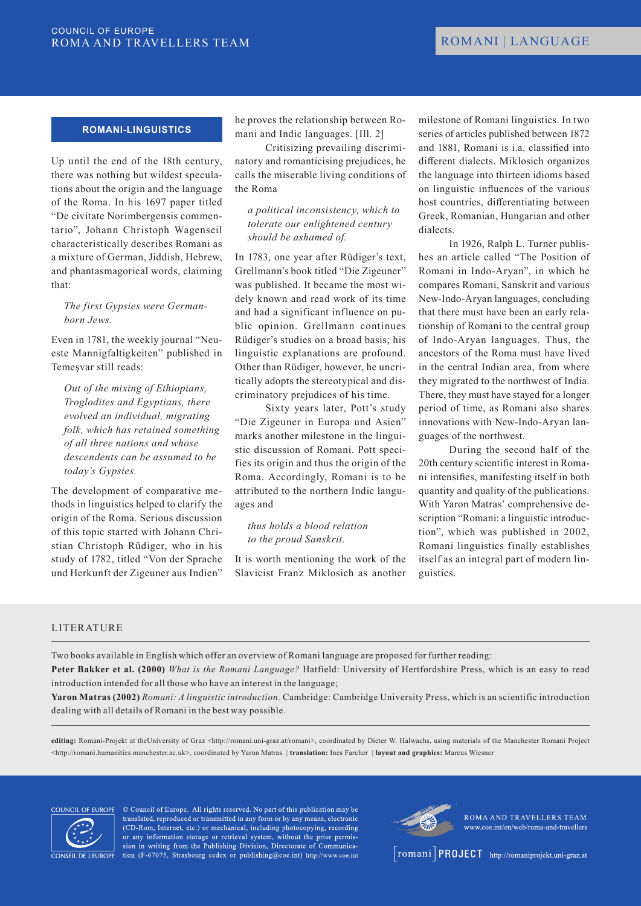## ROMANI-LINGUISTICS

Up until the end of the 18th century, there was nothing but wildest speculations about the origin and the language of the Roma. In his 1697 paper titled "De civitate Norimbergensis commentario", Johann Christoph Wagenseil characteristically describes Romani as a mixture of German, Jiddish, Hebrew, and phantasmagorical words, claiming that:

> *The first Gypsies were German-born Jews.*

Even in 1781, the weekly journal "Neueste Mannigfaltigkeiten" published in Temeşvar still reads:

> *Out of the mixing of Ethiopians, Troglodites and Egyptians, there evolved an individual, migrating folk, which has retained something of all three nations and whose descendents can be assumed to be today's Gypsies.*

The development of comparative methods in linguistics helped to clarify the origin of the Roma. Serious discussion of this topic started with Johann Christian Christoph Rüdiger, who in his study of 1782, titled "Von der Sprache und Herkunft der Zigeuner aus Indien" he proves the relationship between Romani and Indic languages. [Ill. 2]

Critisizing prevailing discriminatory and romanticising prejudices, he calls the miserable living conditions of the Roma

> *a political inconsistency, which to tolerate our enlightened century should be ashamed of.*

In 1783, one year after Rüdiger's text, Grellmann's book titled "Die Zigeuner" was published. It became the most widely known and read work of its time and had a significant influence on public opinion. Grellmann continues Rüdiger's studies on a broad basis; his linguistic explanations are profound. Other than Rüdiger, however, he uncritically adopts the stereotypical and discriminatory prejudices of his time.

Sixty years later, Pott's study "Die Zigeuner in Europa und Asien" marks another milestone in the linguistic discussion of Romani. Pott specifies its origin and thus the origin of the Roma. Accordingly, Romani is to be attributed to the northern Indic languages and

> *thus holds a blood relation to the proud Sanskrit.*

It is worth mentioning the work of the Slavicist Franz Miklosich as another milestone of Romani linguistics. In two series of articles published between 1872 and 1881, Romani is i.a. classified into different dialects. Miklosich organizes the language into thirteen idioms based on linguistic influences of the various host countries, differentiating between Greek, Romanian, Hungarian and other dialects.

In 1926, Ralph L. Turner publishes an article called "The Position of Romani in Indo-Aryan", in which he compares Romani, Sanskrit and various New-Indo-Aryan languages, concluding that there must have been an early relationship of Romani to the central group of Indo-Aryan languages. Thus, the ancestors of the Roma must have lived in the central Indian area, from where they migrated to the northwest of India. There, they must have stayed for a longer period of time, as Romani also shares innovations with New-Indo-Aryan languages of the northwest.

During the second half of the 20th century scientific interest in Romani intensifies, manifesting itself in both quantity and quality of the publications. With Yaron Matras' comprehensive description "Romani: a linguistic introduction", which was published in 2002, Romani linguistics finally establishes itself as an integral part of modern linguistics.

## LITERATURE

Two books available in English which offer an overview of Romani language are proposed for further reading:

**Peter Bakker et al. (2000)** *What is the Romani Language?* Hatfield: University of Hertfordshire Press, which is an easy to read introduction intended for all those who have an interest in the language;

**Yaron Matras (2002)** *Romani: A linguistic introduction.* Cambridge: Cambridge University Press, which is an scientific introduction dealing with all details of Romani in the best way possible.

**editing:** Romani-Projekt at theUniversity of Graz <http://romani.uni-graz.at/romani>, coordinated by Dieter W. Halwachs, using materials of the Manchester Romani Project <http://romani.humanities.manchester.ac.uk>, coordinated by Yaron Matras. | **translation:** Ines Farcher | **layout and graphics:** Marcus Wiesner

© Council of Europe. All rights reserved. No part of this publication may be translated, reproduced or transmitted in any form or by any means, electronic (CD-Rom, Internet, etc.) or mechanical, including photocopying, recording or any information storage or retrieval system, without the prior permission in writing from the Publishing Division, Directorate of Communication (F-67075, Strasbourg cedex or publishing@coe.int) http://www.coe.int

ROMA AND TRAVELLERS TEAM www.coe.int/en/web/roma-and-travellers

romani PROJECT http://romaniprojekt.uni-graz.at